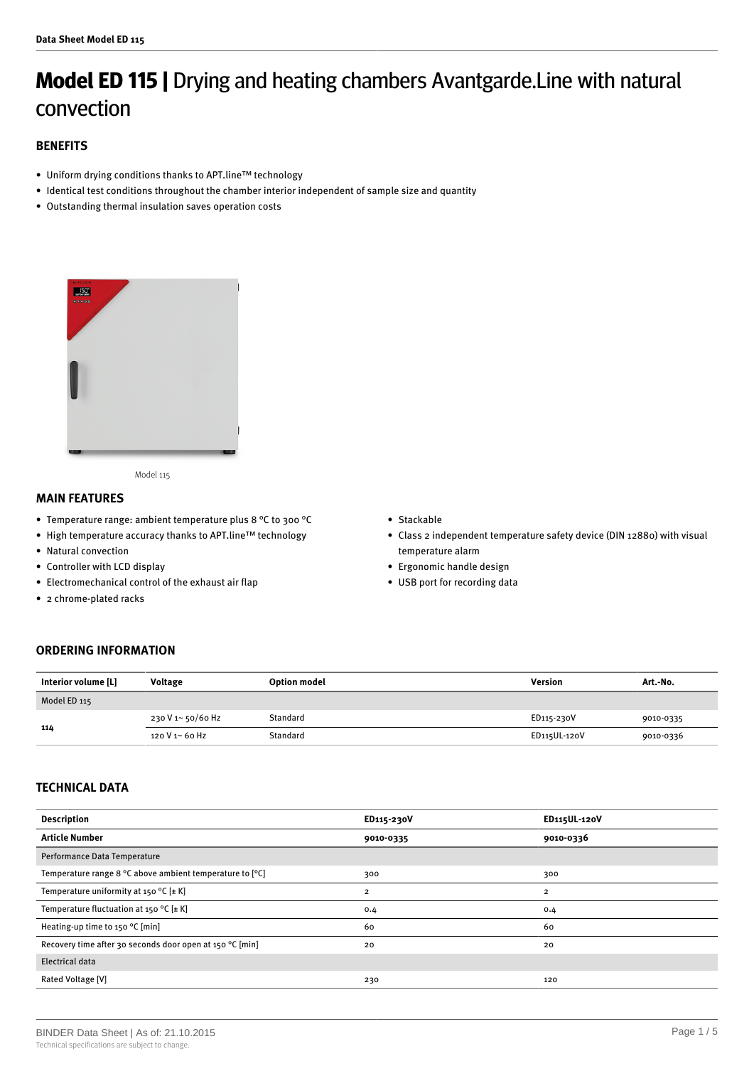# **Model ED 115 |** Drying and heating chambers Avantgarde.Line with natural convection

## BENEFITS

- Uniform drying conditions thanks to APT.line™ technology
- Identical test conditions throughout the chamber interior independent of sample size and quantity
- Outstanding thermal insulation saves operation costs

Model 115

## MAIN FEATURES

- Temperature range: ambient temperature plus 8 °C to 300 °C
- High temperature accuracy thanks to APT.line™ technology
- Natural convection
- Controller with LCD display
- Electromechanical control of the exhaust air flap
- 2 chrome-plated racks
- Stackable
- Class 2 independent temperature safety device (DIN 12880) with visual temperature alarm
- Ergonomic handle design
- USB port for recording data

## ORDERING INFORMATION

| Interior volume [L] | Voltage | Option model | Version | Art.-No. |
|---|---|---|---|---|
| Model ED 115 | | | | |
| 114 | 230 V 1~ 50/60 Hz | Standard | ED115-230V | 9010-0335 |
| | 120 V 1~ 60 Hz | Standard | ED115UL-120V | 9010-0336 |

## TECHNICAL DATA

| Description | ED115-230V | ED115UL-120V |
|---|---|---|
| **Article Number** | **9010-0335** | **9010-0336** |
| Performance Data Temperature | | |
| Temperature range 8 °C above ambient temperature to [°C] | 300 | 300 |
| Temperature uniformity at 150 °C [± K] | 2 | 2 |
| Temperature fluctuation at 150 °C [± K] | 0.4 | 0.4 |
| Heating-up time to 150 °C [min] | 60 | 60 |
| Recovery time after 30 seconds door open at 150 °C [min] | 20 | 20 |
| Electrical data | | |
| Rated Voltage [V] | 230 | 120 |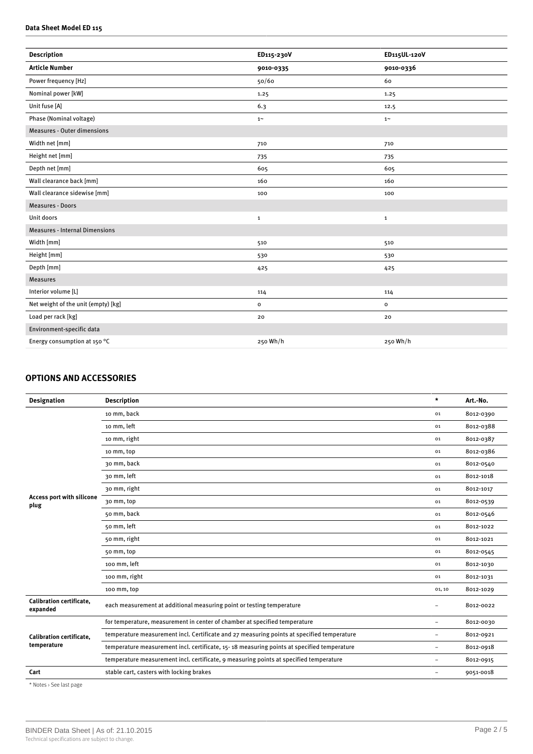**Data Sheet Model ED 115**

| Description | ED115-230V | ED115UL-120V |
|---|---|---|
| **Article Number** | **9010-0335** | **9010-0336** |
| Power frequency [Hz] | 50/60 | 60 |
| Nominal power [kW] | 1.25 | 1.25 |
| Unit fuse [A] | 6.3 | 12.5 |
| Phase (Nominal voltage) | 1~ | 1~ |
| Measures - Outer dimensions | | |
| Width net [mm] | 710 | 710 |
| Height net [mm] | 735 | 735 |
| Depth net [mm] | 605 | 605 |
| Wall clearance back [mm] | 160 | 160 |
| Wall clearance sidewise [mm] | 100 | 100 |
| Measures - Doors | | |
| Unit doors | 1 | 1 |
| Measures - Internal Dimensions | | |
| Width [mm] | 510 | 510 |
| Height [mm] | 530 | 530 |
| Depth [mm] | 425 | 425 |
| Measures | | |
| Interior volume [L] | 114 | 114 |
| Net weight of the unit (empty) [kg] | 0 | 0 |
| Load per rack [kg] | 20 | 20 |
| Environment-specific data | | |
| Energy consumption at 150 °C | 250 Wh/h | 250 Wh/h |

## OPTIONS AND ACCESSORIES

| Designation | Description | * | Art.-No. |
|---|---|---|---|
| **Access port with silicone plug** | 10 mm, back | 01 | 8012-0390 |
| | 10 mm, left | 01 | 8012-0388 |
| | 10 mm, right | 01 | 8012-0387 |
| | 10 mm, top | 01 | 8012-0386 |
| | 30 mm, back | 01 | 8012-0540 |
| | 30 mm, left | 01 | 8012-1018 |
| | 30 mm, right | 01 | 8012-1017 |
| | 30 mm, top | 01 | 8012-0539 |
| | 50 mm, back | 01 | 8012-0546 |
| | 50 mm, left | 01 | 8012-1022 |
| | 50 mm, right | 01 | 8012-1021 |
| | 50 mm, top | 01 | 8012-0545 |
| | 100 mm, left | 01 | 8012-1030 |
| | 100 mm, right | 01 | 8012-1031 |
| | 100 mm, top | 01, 10 | 8012-1029 |
| **Calibration certificate, expanded** | each measurement at additional measuring point or testing temperature | – | 8012-0022 |
| **Calibration certificate, temperature** | for temperature, measurement in center of chamber at specified temperature | – | 8012-0030 |
| | temperature measurement incl. Certificate and 27 measuring points at specified temperature | – | 8012-0921 |
| | temperature measurement incl. certificate, 15- 18 measuring points at specified temperature | – | 8012-0918 |
| | temperature measurement incl. certificate, 9 measuring points at specified temperature | – | 8012-0915 |
| **Cart** | stable cart, casters with locking brakes | – | 9051-0018 |

* Notes › See last page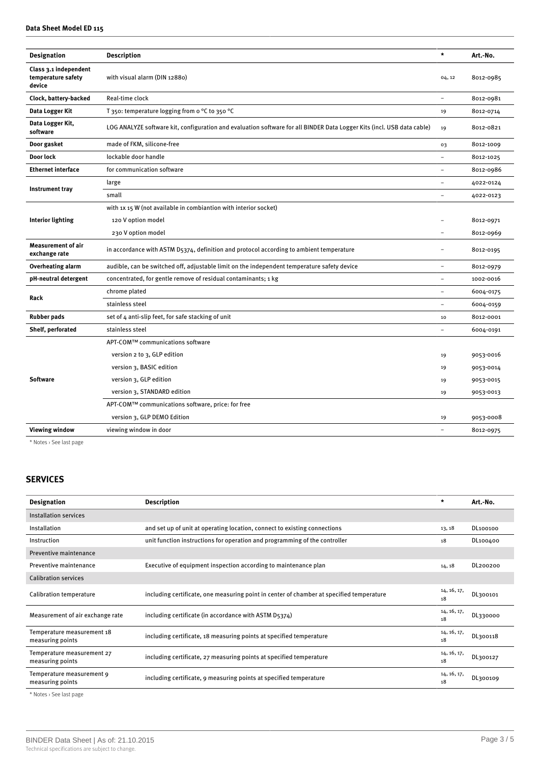| Designation | Description | * | Art.-No. |
|---|---|---|---|
| Class 3.1 independent temperature safety device | with visual alarm (DIN 12880) | 04, 12 | 8012-0985 |
| Clock, battery-backed | Real-time clock | – | 8012-0981 |
| Data Logger Kit | T 350: temperature logging from 0 °C to 350 °C | 19 | 8012-0714 |
| Data Logger Kit, software | LOG ANALYZE software kit, configuration and evaluation software for all BINDER Data Logger Kits (incl. USB data cable) | 19 | 8012-0821 |
| Door gasket | made of FKM, silicone-free | 03 | 8012-1009 |
| Door lock | lockable door handle | – | 8012-1025 |
| Ethernet interface | for communication software | – | 8012-0986 |
| Instrument tray | large | – | 4022-0124 |
| | small | – | 4022-0123 |
| Interior lighting | with 1x 15 W (not available in combiantion with interior socket) | | |
| | 120 V option model | – | 8012-0971 |
| | 230 V option model | – | 8012-0969 |
| Measurement of air exchange rate | in accordance with ASTM D5374, definition and protocol according to ambient temperature | – | 8012-0195 |
| Overheating alarm | audible, can be switched off, adjustable limit on the independent temperature safety device | – | 8012-0979 |
| pH-neutral detergent | concentrated, for gentle remove of residual contaminants; 1 kg | – | 1002-0016 |
| Rack | chrome plated | – | 6004-0175 |
| | stainless steel | – | 6004-0159 |
| Rubber pads | set of 4 anti-slip feet, for safe stacking of unit | 10 | 8012-0001 |
| Shelf, perforated | stainless steel | – | 6004-0191 |
| Software | APT-COM™ communications software | | |
| | version 2 to 3, GLP edition | 19 | 9053-0016 |
| | version 3, BASIC edition | 19 | 9053-0014 |
| | version 3, GLP edition | 19 | 9053-0015 |
| | version 3, STANDARD edition | 19 | 9053-0013 |
| | APT-COM™ communications software, price: for free | | |
| | version 3, GLP DEMO Edition | 19 | 9053-0008 |
| Viewing window | viewing window in door | – | 8012-0975 |

\* Notes › See last page

## SERVICES

| Designation | Description | * | Art.-No. |
|---|---|---|---|
| Installation services | | | |
| Installation | and set up of unit at operating location, connect to existing connections | 13, 18 | DL100100 |
| Instruction | unit function instructions for operation and programming of the controller | 18 | DL100400 |
| Preventive maintenance | | | |
| Preventive maintenance | Executive of equipment inspection according to maintenance plan | 14, 18 | DL200200 |
| Calibration services | | | |
| Calibration temperature | including certificate, one measuring point in center of chamber at specified temperature | 14, 16, 17, 18 | DL300101 |
| Measurement of air exchange rate | including certificate (in accordance with ASTM D5374) | 14, 16, 17, 18 | DL330000 |
| Temperature measurement 18 measuring points | including certificate, 18 measuring points at specified temperature | 14, 16, 17, 18 | DL300118 |
| Temperature measurement 27 measuring points | including certificate, 27 measuring points at specified temperature | 14, 16, 17, 18 | DL300127 |
| Temperature measurement 9 measuring points | including certificate, 9 measuring points at specified temperature | 14, 16, 17, 18 | DL300109 |

\* Notes › See last page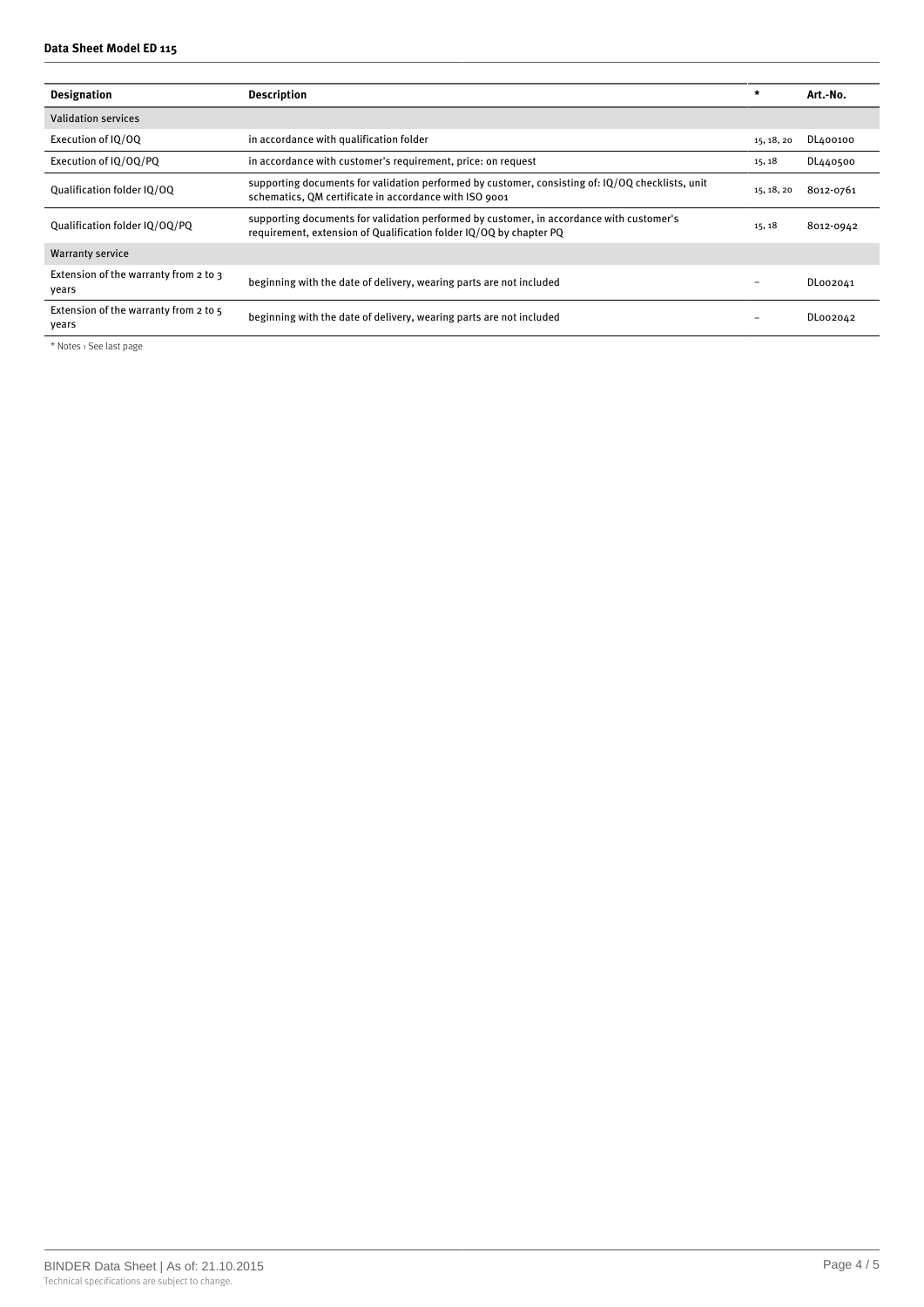| Designation | Description | * | Art.-No. |
|---|---|---|---|
| Validation services | | | |
| Execution of IQ/OQ | in accordance with qualification folder | 15, 18, 20 | DL400100 |
| Execution of IQ/OQ/PQ | in accordance with customer's requirement, price: on request | 15, 18 | DL440500 |
| Qualification folder IQ/OQ | supporting documents for validation performed by customer, consisting of: IQ/OQ checklists, unit schematics, QM certificate in accordance with ISO 9001 | 15, 18, 20 | 8012-0761 |
| Qualification folder IQ/OQ/PQ | supporting documents for validation performed by customer, in accordance with customer's requirement, extension of Qualification folder IQ/OQ by chapter PQ | 15, 18 | 8012-0942 |
| Warranty service | | | |
| Extension of the warranty from 2 to 3 years | beginning with the date of delivery, wearing parts are not included | – | DL002041 |
| Extension of the warranty from 2 to 5 years | beginning with the date of delivery, wearing parts are not included | – | DL002042 |

* Notes › See last page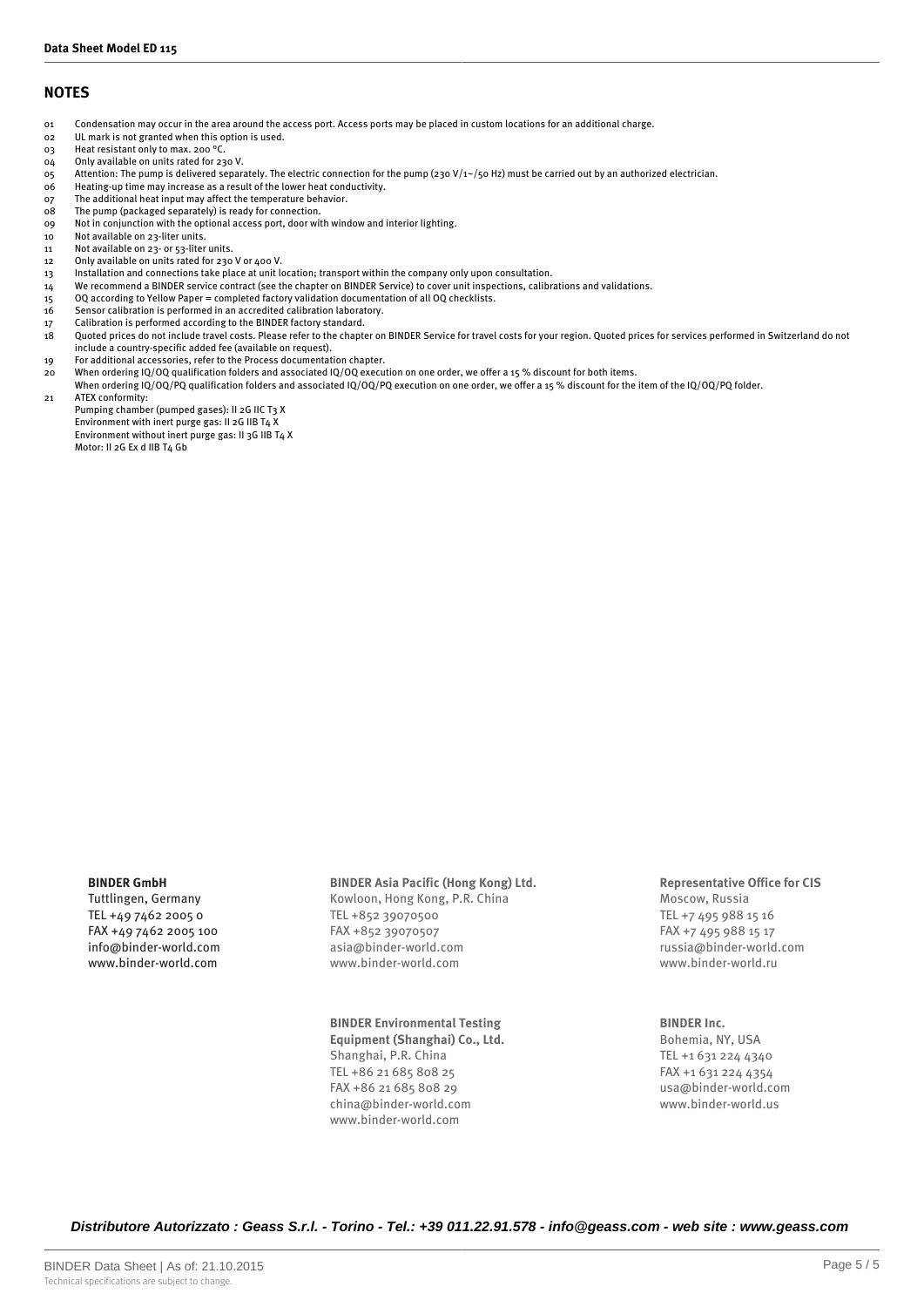## NOTES

01 Condensation may occur in the area around the access port. Access ports may be placed in custom locations for an additional charge.
02 UL mark is not granted when this option is used.
03 Heat resistant only to max. 200 °C.
04 Only available on units rated for 230 V.
05 Attention: The pump is delivered separately. The electric connection for the pump (230 V/1~/50 Hz) must be carried out by an authorized electrician.
06 Heating-up time may increase as a result of the lower heat conductivity.
07 The additional heat input may affect the temperature behavior.
08 The pump (packaged separately) is ready for connection.
09 Not in conjunction with the optional access port, door with window and interior lighting.
10 Not available on 23-liter units.
11 Not available on 23- or 53-liter units.
12 Only available on units rated for 230 V or 400 V.
13 Installation and connections take place at unit location; transport within the company only upon consultation.
14 We recommend a BINDER service contract (see the chapter on BINDER Service) to cover unit inspections, calibrations and validations.
15 OQ according to Yellow Paper = completed factory validation documentation of all OQ checklists.
16 Sensor calibration is performed in an accredited calibration laboratory.
17 Calibration is performed according to the BINDER factory standard.
18 Quoted prices do not include travel costs. Please refer to the chapter on BINDER Service for travel costs for your region. Quoted prices for services performed in Switzerland do not include a country-specific added fee (available on request).
19 For additional accessories, refer to the Process documentation chapter.
20 When ordering IQ/OQ qualification folders and associated IQ/OQ execution on one order, we offer a 15 % discount for both items.
When ordering IQ/OQ/PQ qualification folders and associated IQ/OQ/PQ execution on one order, we offer a 15 % discount for the item of the IQ/OQ/PQ folder.
21 ATEX conformity:
Pumping chamber (pumped gases): II 2G IIC T3 X
Environment with inert purge gas: II 2G IIB T4 X
Environment without inert purge gas: II 3G IIB T4 X
Motor: II 2G Ex d IIB T4 Gb

**BINDER GmbH**
Tuttlingen, Germany
TEL +49 7462 2005 0
FAX +49 7462 2005 100
info@binder-world.com
www.binder-world.com

**BINDER Asia Pacific (Hong Kong) Ltd.**
Kowloon, Hong Kong, P.R. China
TEL +852 39070500
FAX +852 39070507
asia@binder-world.com
www.binder-world.com

**Representative Office for CIS**
Moscow, Russia
TEL +7 495 988 15 16
FAX +7 495 988 15 17
russia@binder-world.com
www.binder-world.ru

**BINDER Environmental Testing Equipment (Shanghai) Co., Ltd.**
Shanghai, P.R. China
TEL +86 21 685 808 25
FAX +86 21 685 808 29
china@binder-world.com
www.binder-world.com

**BINDER Inc.**
Bohemia, NY, USA
TEL +1 631 224 4340
FAX +1 631 224 4354
usa@binder-world.com
www.binder-world.us

***Distributore Autorizzato : Geass S.r.l. - Torino - Tel.: +39 011.22.91.578 - info@geass.com - web site : www.geass.com***

BINDER Data Sheet | As of: 21.10.2015
Technical specifications are subject to change.